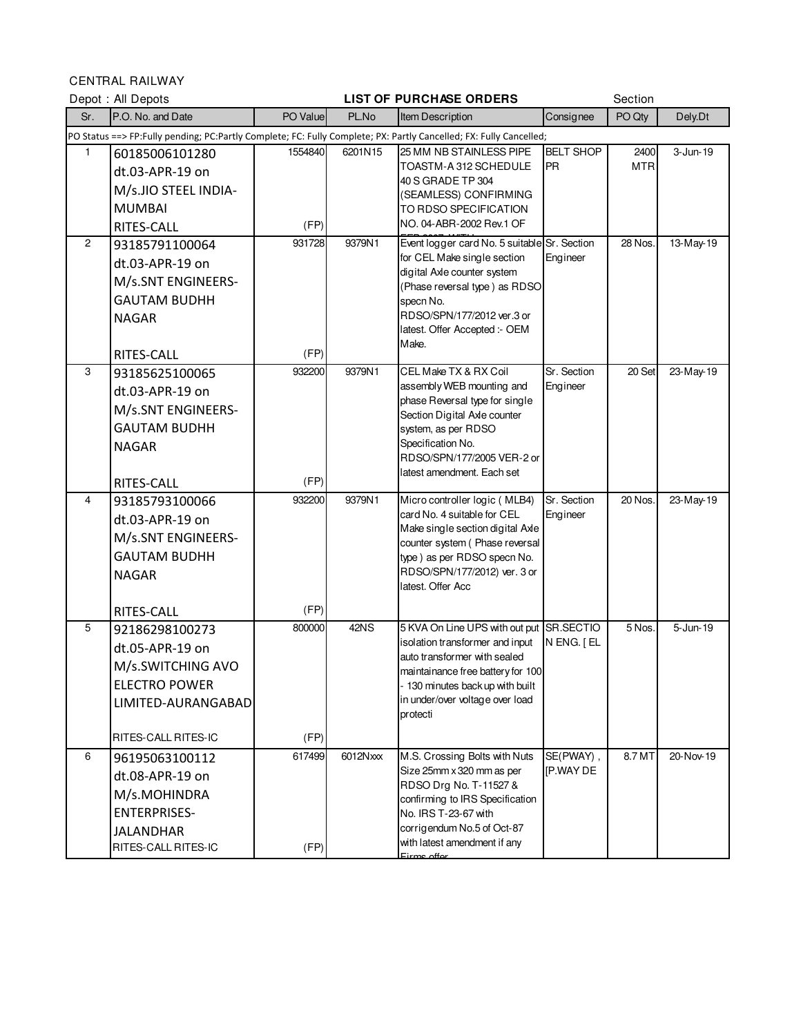CENTRAL RAILWAY

Depot : All Depots **LIST OF PURCHASE ORDERS** Section

| Sr. | P.O. No. and Date | PO Value | PL.No | Item Description | Consignee | PO Qty | Dely.Dt |
|---|---|---|---|---|---|---|---|
| PO Status ==> FP:Fully pending; PC:Partly Complete; FC: Fully Complete; PX: Partly Cancelled; FX: Fully Cancelled; | | | | | | | |
| 1 | 60185006101280 dt.03-APR-19 on M/s.JIO STEEL INDIA-MUMBAI RITES-CALL | 1554840 (FP) | 6201N15 | 25 MM NB STAINLESS PIPE TOASTM-A 312 SCHEDULE 40 S GRADE TP 304 (SEAMLESS) CONFIRMING TO RDSO SPECIFICATION NO. 04-ABR-2002 Rev.1 OF | BELT SHOP PR | 2400 MTR | 3-Jun-19 |
| 2 | 93185791100064 dt.03-APR-19 on M/s.SNT ENGINEERS-GAUTAM BUDHH NAGAR RITES-CALL | 931728 (FP) | 9379N1 | Event logger card No. 5 suitable for CEL Make single section digital Axle counter system (Phase reversal type ) as RDSO specn No. RDSO/SPN/177/2012 ver.3 or latest. Offer Accepted :- OEM Make. | Sr. Section Engineer | 28 Nos. | 13-May-19 |
| 3 | 93185625100065 dt.03-APR-19 on M/s.SNT ENGINEERS-GAUTAM BUDHH NAGAR RITES-CALL | 932200 (FP) | 9379N1 | CEL Make TX & RX Coil assembly WEB mounting and phase Reversal type for single Section Digital Axle counter system, as per RDSO Specification No. RDSO/SPN/177/2005 VER-2 or latest amendment. Each set | Sr. Section Engineer | 20 Set | 23-May-19 |
| 4 | 93185793100066 dt.03-APR-19 on M/s.SNT ENGINEERS-GAUTAM BUDHH NAGAR RITES-CALL | 932200 (FP) | 9379N1 | Micro controller logic ( MLB4) card No. 4 suitable for CEL Make single section digital Axle counter system ( Phase reversal type ) as per RDSO specn No. RDSO/SPN/177/2012) ver. 3 or latest. Offer Acc | Sr. Section Engineer | 20 Nos. | 23-May-19 |
| 5 | 92186298100273 dt.05-APR-19 on M/s.SWITCHING AVO ELECTRO POWER LIMITED-AURANGABAD RITES-CALL RITES-IC | 800000 (FP) | 42NS | 5 KVA On Line UPS with out put isolation transformer and input auto transformer with sealed maintainance free battery for 100 - 130 minutes back up with built in under/over voltage over load protecti | SR.SECTION ENG. [ EL | 5 Nos. | 5-Jun-19 |
| 6 | 96195063100112 dt.08-APR-19 on M/s.MOHINDRA ENTERPRISES-JALANDHAR RITES-CALL RITES-IC | 617499 (FP) | 6012Nxxx | M.S. Crossing Bolts with Nuts Size 25mm x 320 mm as per RDSO Drg No. T-11527 & confirming to IRS Specification No. IRS T-23-67 with corrigendum No.5 of Oct-87 with latest amendment if any Firms offer | SE(PWAY) , [P.WAY DE | 8.7 MT | 20-Nov-19 |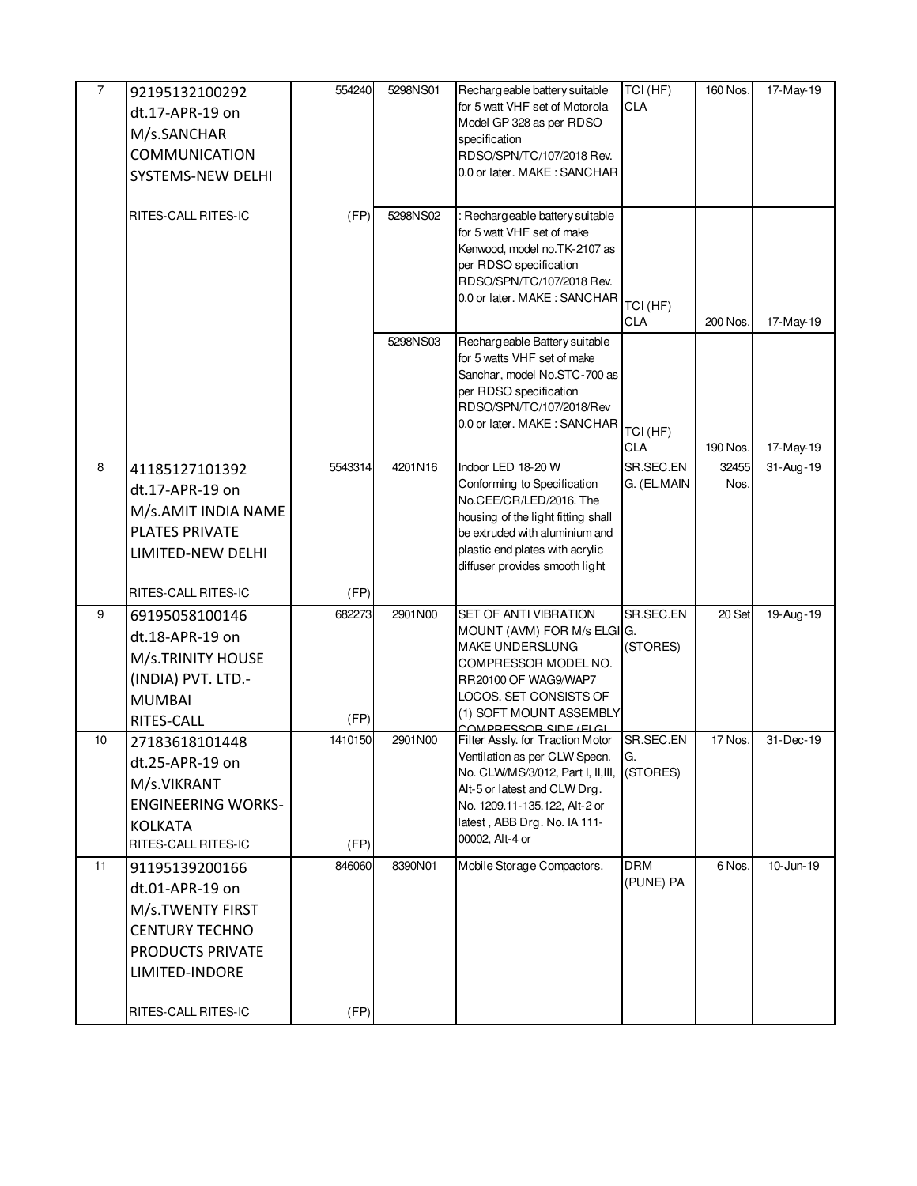| 7 | 92195132100292 dt.17-APR-19 on M/s.SANCHAR COMMUNICATION SYSTEMS-NEW DELHI RITES-CALL RITES-IC | 554240 (FP) | 5298NS01 | Rechargeable battery suitable for 5 watt VHF set of Motorola Model GP 328 as per RDSO specification RDSO/SPN/TC/107/2018 Rev. 0.0 or later. MAKE : SANCHAR | TCI (HF) CLA | 160 Nos. | 17-May-19 |
|---|---|---|---|---|---|---|---|
| | | | 5298NS02 | : Rechargeable battery suitable for 5 watt VHF set of make Kenwood, model no.TK-2107 as per RDSO specification RDSO/SPN/TC/107/2018 Rev. 0.0 or later. MAKE : SANCHAR | TCI (HF) CLA | 200 Nos. | 17-May-19 |
| | | | 5298NS03 | Rechargeable Battery suitable for 5 watts VHF set of make Sanchar, model No.STC-700 as per RDSO specification RDSO/SPN/TC/107/2018/Rev 0.0 or later. MAKE : SANCHAR | TCI (HF) CLA | 190 Nos. | 17-May-19 |
| 8 | 41185127101392 dt.17-APR-19 on M/s.AMIT INDIA NAME PLATES PRIVATE LIMITED-NEW DELHI RITES-CALL RITES-IC | 5543314 (FP) | 4201N16 | Indoor LED 18-20 W Conforming to Specification No.CEE/CR/LED/2016. The housing of the light fitting shall be extruded with aluminium and plastic end plates with acrylic diffuser provides smooth light | SR.SEC.ENG. (EL.MAIN | 32455 Nos. | 31-Aug-19 |
| 9 | 69195058100146 dt.18-APR-19 on M/s.TRINITY HOUSE (INDIA) PVT. LTD.-MUMBAI RITES-CALL | 682273 (FP) | 2901N00 | SET OF ANTI VIBRATION MOUNT (AVM) FOR M/s ELGI MAKE UNDERSLUNG COMPRESSOR MODEL NO. RR20100 OF WAG9/WAP7 LOCOS. SET CONSISTS OF (1) SOFT MOUNT ASSEMBLY COMPRESSOR SIDE (ELGI | SR.SEC.ENG. (STORES) | 20 Set | 19-Aug-19 |
| 10 | 27183618101448 dt.25-APR-19 on M/s.VIKRANT ENGINEERING WORKS-KOLKATA RITES-CALL RITES-IC | 1410150 (FP) | 2901N00 | Filter Assly. for Traction Motor Ventilation as per CLW Specn. No. CLW/MS/3/012, Part I, II,III, Alt-5 or latest and CLW Drg. No. 1209.11-135.122, Alt-2 or latest , ABB Drg. No. IA 111-00002, Alt-4 or | SR.SEC.ENG. (STORES) | 17 Nos. | 31-Dec-19 |
| 11 | 91195139200166 dt.01-APR-19 on M/s.TWENTY FIRST CENTURY TECHNO PRODUCTS PRIVATE LIMITED-INDORE RITES-CALL RITES-IC | 846060 (FP) | 8390N01 | Mobile Storage Compactors. | DRM (PUNE) PA | 6 Nos. | 10-Jun-19 |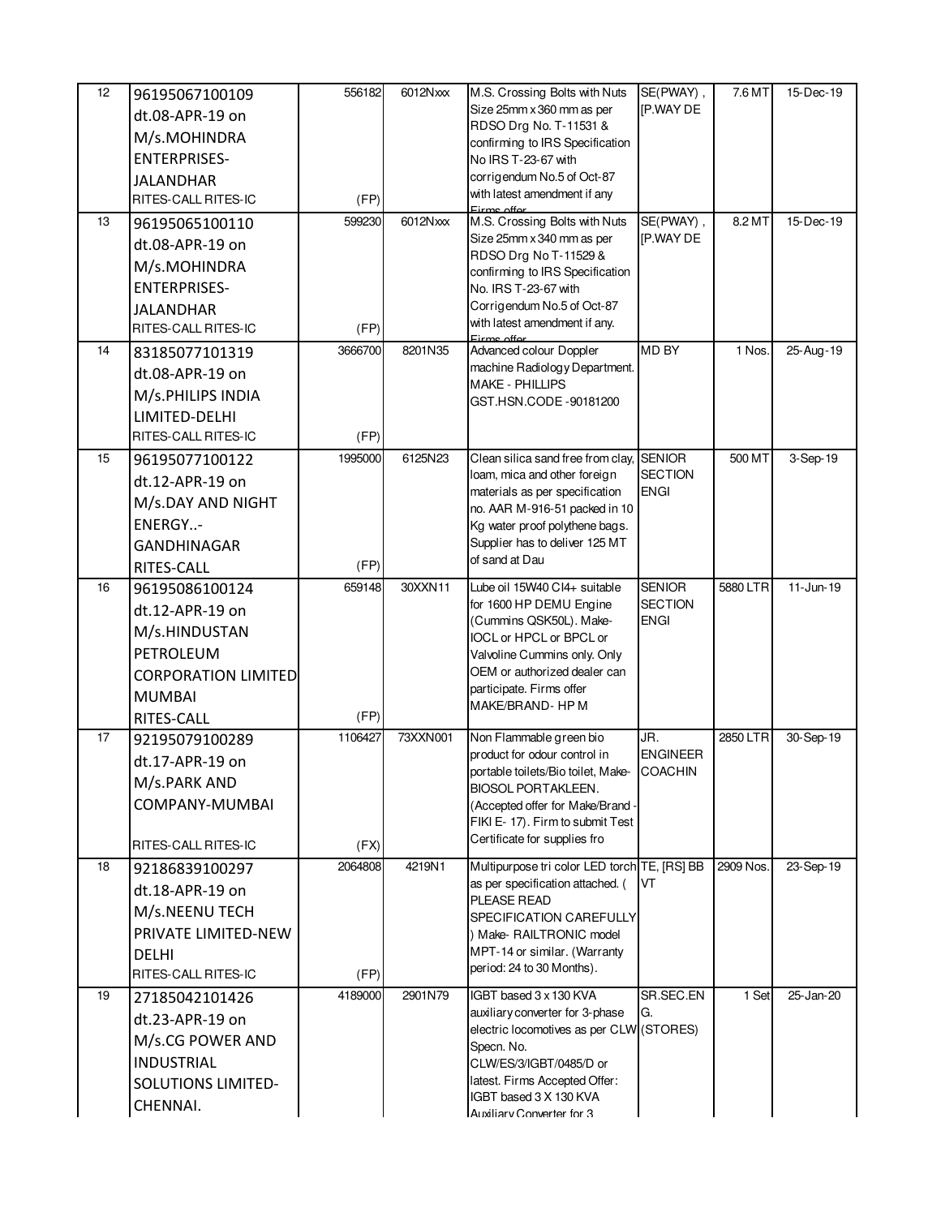| 12 | 96195067100109 dt.08-APR-19 on M/s.MOHINDRA ENTERPRISES-JALANDHAR RITES-CALL RITES-IC | 556182 (FP) | 6012Nxxx | M.S. Crossing Bolts with Nuts Size 25mm x 360 mm as per RDSO Drg No. T-11531 & confirming to IRS Specification No IRS T-23-67 with corrigendum No.5 of Oct-87 with latest amendment if any Firms offer | SE(PWAY) , [P.WAY DE | 7.6 MT | 15-Dec-19 |
|---|---|---|---|---|---|---|---|
| 13 | 96195065100110 dt.08-APR-19 on M/s.MOHINDRA ENTERPRISES-JALANDHAR RITES-CALL RITES-IC | 599230 (FP) | 6012Nxxx | M.S. Crossing Bolts with Nuts Size 25mm x 340 mm as per RDSO Drg No T-11529 & confirming to IRS Specification No. IRS T-23-67 with Corrigendum No.5 of Oct-87 with latest amendment if any. Firms offer | SE(PWAY) , [P.WAY DE | 8.2 MT | 15-Dec-19 |
| 14 | 83185077101319 dt.08-APR-19 on M/s.PHILIPS INDIA LIMITED-DELHI RITES-CALL RITES-IC | 3666700 (FP) | 8201N35 | Advanced colour Doppler machine Radiology Department. MAKE - PHILLIPS GST.HSN.CODE -90181200 | MD BY | 1 Nos. | 25-Aug-19 |
| 15 | 96195077100122 dt.12-APR-19 on M/s.DAY AND NIGHT ENERGY..-GANDHINAGAR RITES-CALL | 1995000 (FP) | 6125N23 | Clean silica sand free from clay, loam, mica and other foreign materials as per specification no. AAR M-916-51 packed in 10 Kg water proof polythene bags. Supplier has to deliver 125 MT of sand at Dau | SENIOR SECTION ENGI | 500 MT | 3-Sep-19 |
| 16 | 96195086100124 dt.12-APR-19 on M/s.HINDUSTAN PETROLEUM CORPORATION LIMITED MUMBAI RITES-CALL | 659148 (FP) | 30XXN11 | Lube oil 15W40 CI4+ suitable for 1600 HP DEMU Engine (Cummins QSK50L). Make-IOCL or HPCL or BPCL or Valvoline Cummins only. Only OEM or authorized dealer can participate. Firms offer MAKE/BRAND- HP M | SENIOR SECTION ENGI | 5880 LTR | 11-Jun-19 |
| 17 | 92195079100289 dt.17-APR-19 on M/s.PARK AND COMPANY-MUMBAI RITES-CALL RITES-IC | 1106427 (FX) | 73XXN001 | Non Flammable green bio product for odour control in portable toilets/Bio toilet, Make-BIOSOL PORTAKLEEN. (Accepted offer for Make/Brand - FIKI E- 17). Firm to submit Test Certificate for supplies fro | JR. ENGINEER COACHIN | 2850 LTR | 30-Sep-19 |
| 18 | 92186839100297 dt.18-APR-19 on M/s.NEENU TECH PRIVATE LIMITED-NEW DELHI RITES-CALL RITES-IC | 2064808 (FP) | 4219N1 | Multipurpose tri color LED torch as per specification attached. ( PLEASE READ SPECIFICATION CAREFULLY ) Make- RAILTRONIC model MPT-14 or similar. (Warranty period: 24 to 30 Months). | TE, [RS] BB VT | 2909 Nos. | 23-Sep-19 |
| 19 | 27185042101426 dt.23-APR-19 on M/s.CG POWER AND INDUSTRIAL SOLUTIONS LIMITED-CHENNAI. | 4189000 | 2901N79 | IGBT based 3 x 130 KVA auxiliary converter for 3-phase electric locomotives as per CLW Specn. No. CLW/ES/3/IGBT/0485/D or latest. Firms Accepted Offer: IGBT based 3 X 130 KVA Auxiliary Converter for 3 | SR.SEC.ENG. (STORES) | 1 Set | 25-Jan-20 |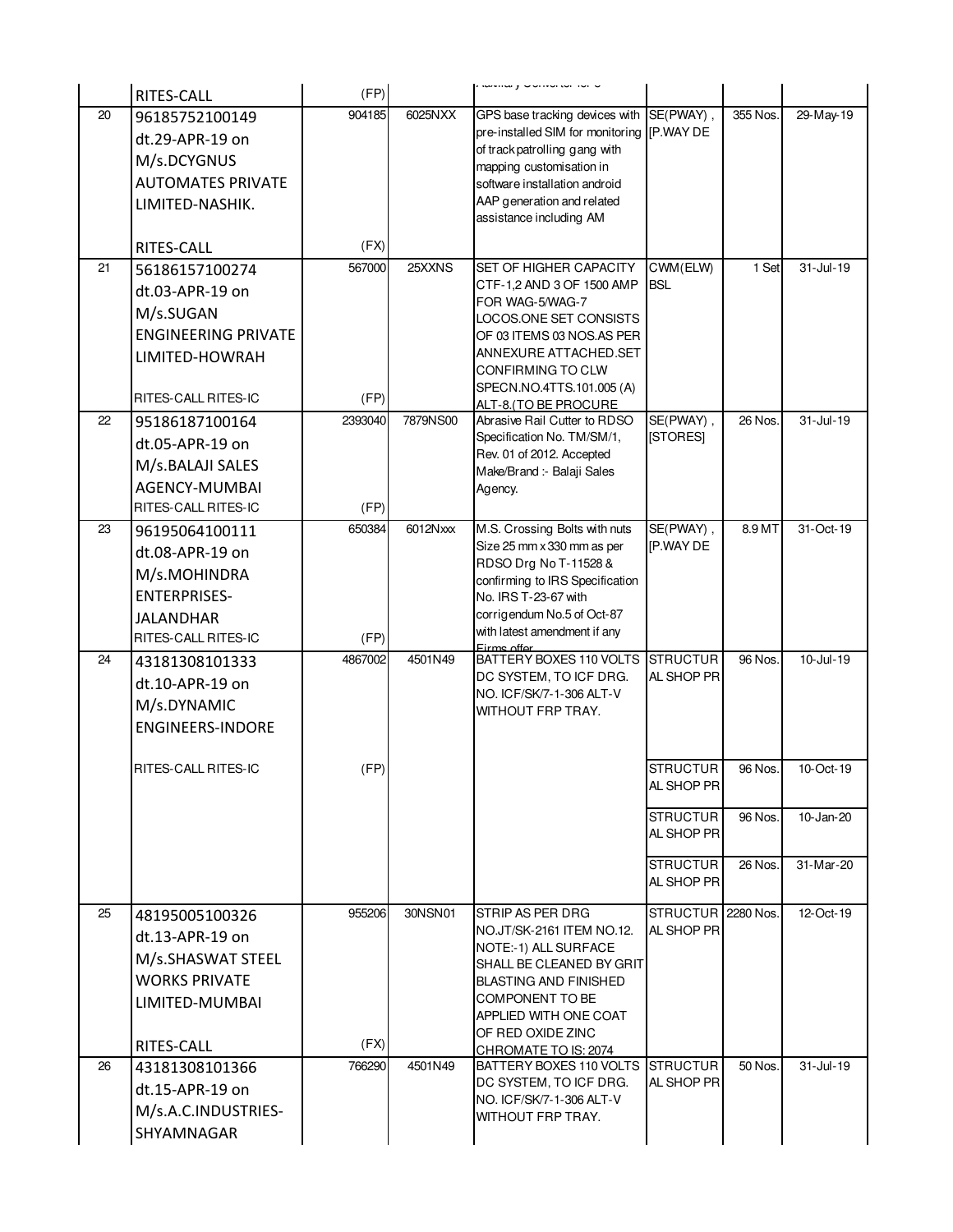| | | | | | | | |
|---|---|---|---|---|---|---|---|
| | RITES-CALL | (FP) | | Auxiliary Converter for 3 | | | |
| 20 | 96185752100149 dt.29-APR-19 on M/s.DCYGNUS AUTOMATES PRIVATE LIMITED-NASHIK. RITES-CALL | 904185 (FX) | 6025NXX | GPS base tracking devices with pre-installed SIM for monitoring of track patrolling gang with mapping customisation in software installation android AAP generation and related assistance including AM | SE(PWAY) , [P.WAY DE | 355 Nos. | 29-May-19 |
| 21 | 56186157100274 dt.03-APR-19 on M/s.SUGAN ENGINEERING PRIVATE LIMITED-HOWRAH RITES-CALL RITES-IC | 567000 (FP) | 25XXNS | SET OF HIGHER CAPACITY CTF-1,2 AND 3 OF 1500 AMP FOR WAG-5/WAG-7 LOCOS.ONE SET CONSISTS OF 03 ITEMS 03 NOS.AS PER ANNEXURE ATTACHED.SET CONFIRMING TO CLW SPECN.NO.4TTS.101.005 (A) ALT-8.(TO BE PROCURE | CWM(ELW) BSL | 1 Set | 31-Jul-19 |
| 22 | 95186187100164 dt.05-APR-19 on M/s.BALAJI SALES AGENCY-MUMBAI RITES-CALL RITES-IC | 2393040 (FP) | 7879NS00 | Abrasive Rail Cutter to RDSO Specification No. TM/SM/1, Rev. 01 of 2012. Accepted Make/Brand :- Balaji Sales Agency. | SE(PWAY) , [STORES] | 26 Nos. | 31-Jul-19 |
| 23 | 96195064100111 dt.08-APR-19 on M/s.MOHINDRA ENTERPRISES-JALANDHAR RITES-CALL RITES-IC | 650384 (FP) | 6012Nxxx | M.S. Crossing Bolts with nuts Size 25 mm x 330 mm as per RDSO Drg No T-11528 & confirming to IRS Specification No. IRS T-23-67 with corrigendum No.5 of Oct-87 with latest amendment if any Firms offer | SE(PWAY) , [P.WAY DE | 8.9 MT | 31-Oct-19 |
| 24 | 43181308101333 dt.10-APR-19 on M/s.DYNAMIC ENGINEERS-INDORE RITES-CALL RITES-IC | 4867002 (FP) | 4501N49 | BATTERY BOXES 110 VOLTS DC SYSTEM, TO ICF DRG. NO. ICF/SK/7-1-306 ALT-V WITHOUT FRP TRAY. | STRUCTURAL SHOP PR | 96 Nos. | 10-Jul-19 |
| | | | | | STRUCTURAL SHOP PR | 96 Nos. | 10-Oct-19 |
| | | | | | STRUCTURAL SHOP PR | 96 Nos. | 10-Jan-20 |
| | | | | | STRUCTURAL SHOP PR | 26 Nos. | 31-Mar-20 |
| 25 | 48195005100326 dt.13-APR-19 on M/s.SHASWAT STEEL WORKS PRIVATE LIMITED-MUMBAI RITES-CALL | 955206 (FX) | 30NSN01 | STRIP AS PER DRG NO.JT/SK-2161 ITEM NO.12. NOTE:-1) ALL SURFACE SHALL BE CLEANED BY GRIT BLASTING AND FINISHED COMPONENT TO BE APPLIED WITH ONE COAT OF RED OXIDE ZINC CHROMATE TO IS: 2074 | STRUCTURAL SHOP PR | 2280 Nos. | 12-Oct-19 |
| 26 | 43181308101366 dt.15-APR-19 on M/s.A.C.INDUSTRIES-SHYAMNAGAR | 766290 | 4501N49 | BATTERY BOXES 110 VOLTS DC SYSTEM, TO ICF DRG. NO. ICF/SK/7-1-306 ALT-V WITHOUT FRP TRAY. | STRUCTURAL SHOP PR | 50 Nos. | 31-Jul-19 |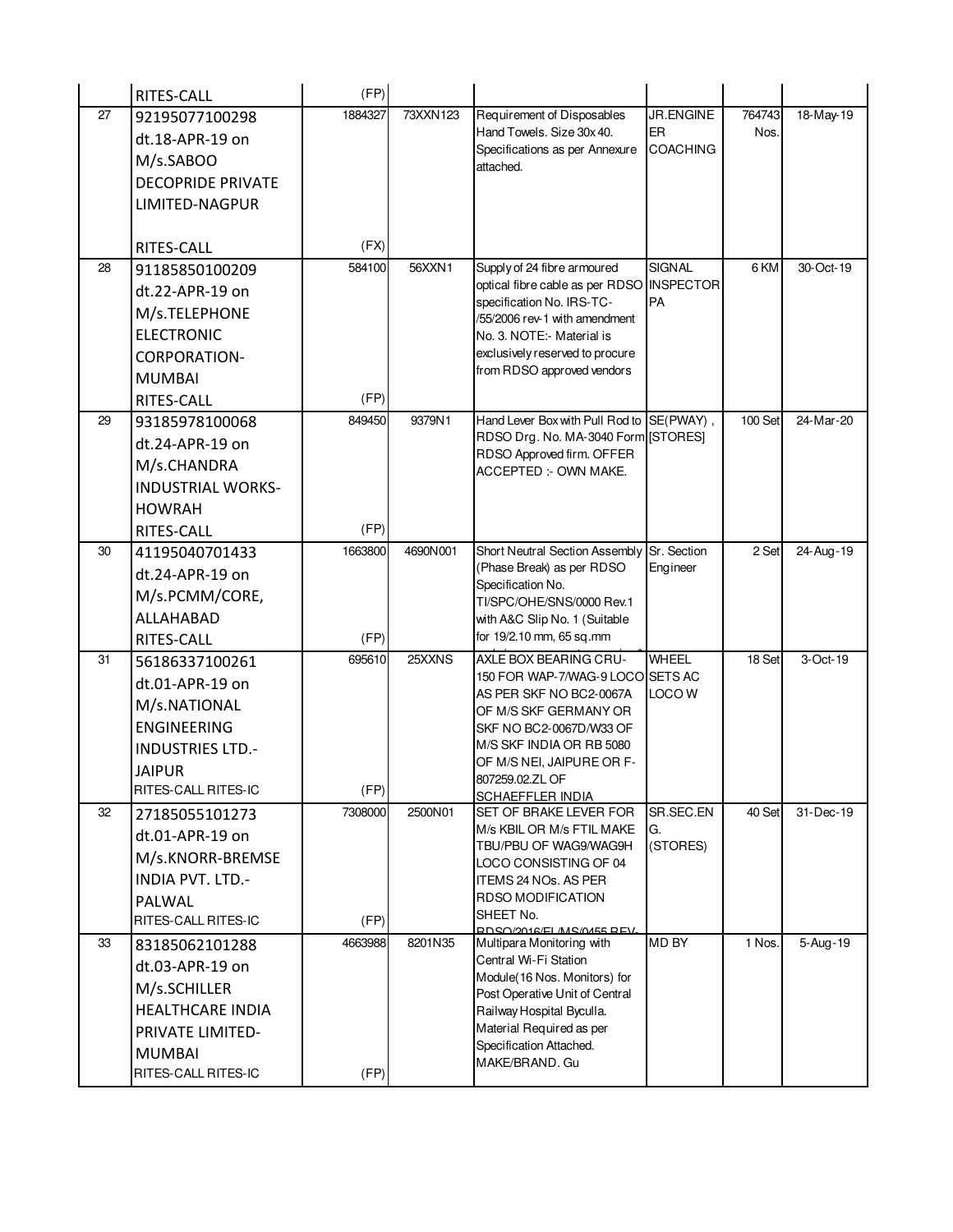| | | | | | | | |
|---|---|---|---|---|---|---|---|
| | RITES-CALL | (FP) | | | | | |
| 27 | 92195077100298 dt.18-APR-19 on M/s.SABOO DECOPRIDE PRIVATE LIMITED-NAGPUR RITES-CALL | 1884327 (FX) | 73XXN123 | Requirement of Disposables Hand Towels. Size 30x40. Specifications as per Annexure attached. | JR.ENGINE ER COACHING | 764743 Nos. | 18-May-19 |
| 28 | 91185850100209 dt.22-APR-19 on M/s.TELEPHONE ELECTRONIC CORPORATION-MUMBAI RITES-CALL | 584100 (FP) | 56XXN1 | Supply of 24 fibre armoured optical fibre cable as per RDSO specification No. IRS-TC-/55/2006 rev-1 with amendment No. 3. NOTE:- Material is exclusively reserved to procure from RDSO approved vendors | SIGNAL INSPECTOR PA | 6 KM | 30-Oct-19 |
| 29 | 93185978100068 dt.24-APR-19 on M/s.CHANDRA INDUSTRIAL WORKS-HOWRAH RITES-CALL | 849450 (FP) | 9379N1 | Hand Lever Box with Pull Rod to RDSO Drg. No. MA-3040 Form RDSO Approved firm. OFFER ACCEPTED :- OWN MAKE. | SE(PWAY), [STORES] | 100 Set | 24-Mar-20 |
| 30 | 41195040701433 dt.24-APR-19 on M/s.PCMM/CORE, ALLAHABAD RITES-CALL | 1663800 (FP) | 4690N001 | Short Neutral Section Assembly (Phase Break) as per RDSO Specification No. TI/SPC/OHE/SNS/0000 Rev.1 with A&C Slip No. 1 (Suitable for 19/2.10 mm, 65 sq.mm | Sr. Section Engineer | 2 Set | 24-Aug-19 |
| 31 | 56186337100261 dt.01-APR-19 on M/s.NATIONAL ENGINEERING INDUSTRIES LTD.-JAIPUR RITES-CALL RITES-IC | 695610 (FP) | 25XXNS | AXLE BOX BEARING CRU-150 FOR WAP-7/WAG-9 LOCO AS PER SKF NO BC2-0067A OF M/S SKF GERMANY OR SKF NO BC2-0067D/W33 OF M/S SKF INDIA OR RB 5080 OF M/S NEI, JAIPURE OR F-807259.02.ZL OF SCHAEFFLER INDIA | WHEEL SETS AC LOCO W | 18 Set | 3-Oct-19 |
| 32 | 27185055101273 dt.01-APR-19 on M/s.KNORR-BREMSE INDIA PVT. LTD.-PALWAL RITES-CALL RITES-IC | 7308000 (FP) | 2500N01 | SET OF BRAKE LEVER FOR M/s KBIL OR M/s FTIL MAKE TBU/PBU OF WAG9/WAG9H LOCO CONSISTING OF 04 ITEMS 24 NOs. AS PER RDSO MODIFICATION SHEET No. RDSO/2016/EL/MS/0455 REV- | SR.SEC.EN G. (STORES) | 40 Set | 31-Dec-19 |
| 33 | 83185062101288 dt.03-APR-19 on M/s.SCHILLER HEALTHCARE INDIA PRIVATE LIMITED-MUMBAI RITES-CALL RITES-IC | 4663988 (FP) | 8201N35 | Multipara Monitoring with Central Wi-Fi Station Module(16 Nos. Monitors) for Post Operative Unit of Central Railway Hospital Byculla. Material Required as per Specification Attached. MAKE/BRAND. Gu | MD BY | 1 Nos. | 5-Aug-19 |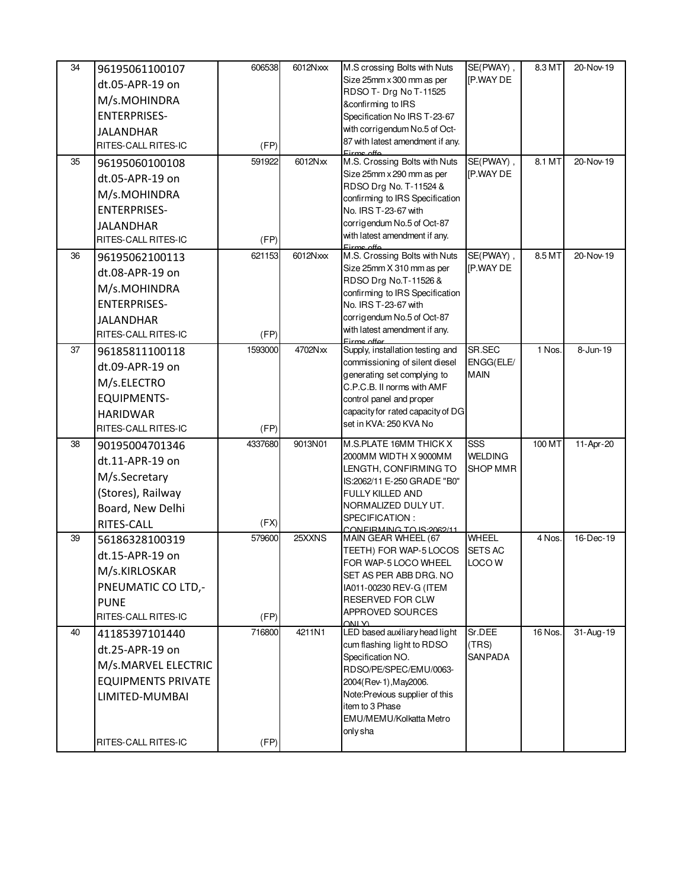| 34 | 96195061100107 dt.05-APR-19 on M/s.MOHINDRA ENTERPRISES-JALANDHAR RITES-CALL RITES-IC | 606538 (FP) | 6012Nxxx | M.S crossing Bolts with Nuts Size 25mm x 300 mm as per RDSO T- Drg No T-11525 &confirming to IRS Specification No IRS T-23-67 with corrigendum No.5 of Oct-87 with latest amendment if any. Firms offe | SE(PWAY) , [P.WAY DE | 8.3 MT | 20-Nov-19 |
|---|---|---|---|---|---|---|---|
| 35 | 96195060100108 dt.05-APR-19 on M/s.MOHINDRA ENTERPRISES-JALANDHAR RITES-CALL RITES-IC | 591922 (FP) | 6012Nxx | M.S. Crossing Bolts with Nuts Size 25mm x 290 mm as per RDSO Drg No. T-11524 & confirming to IRS Specification No. IRS T-23-67 with corrigendum No.5 of Oct-87 with latest amendment if any. Firms offe | SE(PWAY) , [P.WAY DE | 8.1 MT | 20-Nov-19 |
| 36 | 96195062100113 dt.08-APR-19 on M/s.MOHINDRA ENTERPRISES-JALANDHAR RITES-CALL RITES-IC | 621153 (FP) | 6012Nxxx | M.S. Crossing Bolts with Nuts Size 25mm X 310 mm as per RDSO Drg No.T-11526 & confirming to IRS Specification No. IRS T-23-67 with corrigendum No.5 of Oct-87 with latest amendment if any. Firms offer | SE(PWAY) , [P.WAY DE | 8.5 MT | 20-Nov-19 |
| 37 | 96185811100118 dt.09-APR-19 on M/s.ELECTRO EQUIPMENTS-HARIDWAR RITES-CALL RITES-IC | 1593000 (FP) | 4702Nxx | Supply, installation testing and commissioning of silent diesel generating set complying to C.P.C.B. II norms with AMF control panel and proper capacity for rated capacity of DG set in KVA: 250 KVA No | SR.SEC ENGG(ELE/ MAIN | 1 Nos. | 8-Jun-19 |
| 38 | 90195004701346 dt.11-APR-19 on M/s.Secretary (Stores), Railway Board, New Delhi RITES-CALL | 4337680 (FX) | 9013N01 | M.S.PLATE 16MM THICK X 2000MM WIDTH X 9000MM LENGTH, CONFIRMING TO IS:2062/11 E-250 GRADE "B0" FULLY KILLED AND NORMALIZED DULY UT. SPECIFICATION : CONFIRMING TO IS:2062/11 | SSS WELDING SHOP MMR | 100 MT | 11-Apr-20 |
| 39 | 56186328100319 dt.15-APR-19 on M/s.KIRLOSKAR PNEUMATIC CO LTD,-PUNE RITES-CALL RITES-IC | 579600 (FP) | 25XXNS | MAIN GEAR WHEEL (67 TEETH) FOR WAP-5 LOCOS FOR WAP-5 LOCO WHEEL SET AS PER ABB DRG. NO IA011-00230 REV-G (ITEM RESERVED FOR CLW APPROVED SOURCES ONLY) | WHEEL SETS AC LOCO W | 4 Nos. | 16-Dec-19 |
| 40 | 41185397101440 dt.25-APR-19 on M/s.MARVEL ELECTRIC EQUIPMENTS PRIVATE LIMITED-MUMBAI RITES-CALL RITES-IC | 716800 (FP) | 4211N1 | LED based auxiliary head light cum flashing light to RDSO Specification NO. RDSO/PE/SPEC/EMU/0063-2004(Rev-1),May2006. Note:Previous supplier of this item to 3 Phase EMU/MEMU/Kolkatta Metro only sha | Sr.DEE (TRS) SANPADA | 16 Nos. | 31-Aug-19 |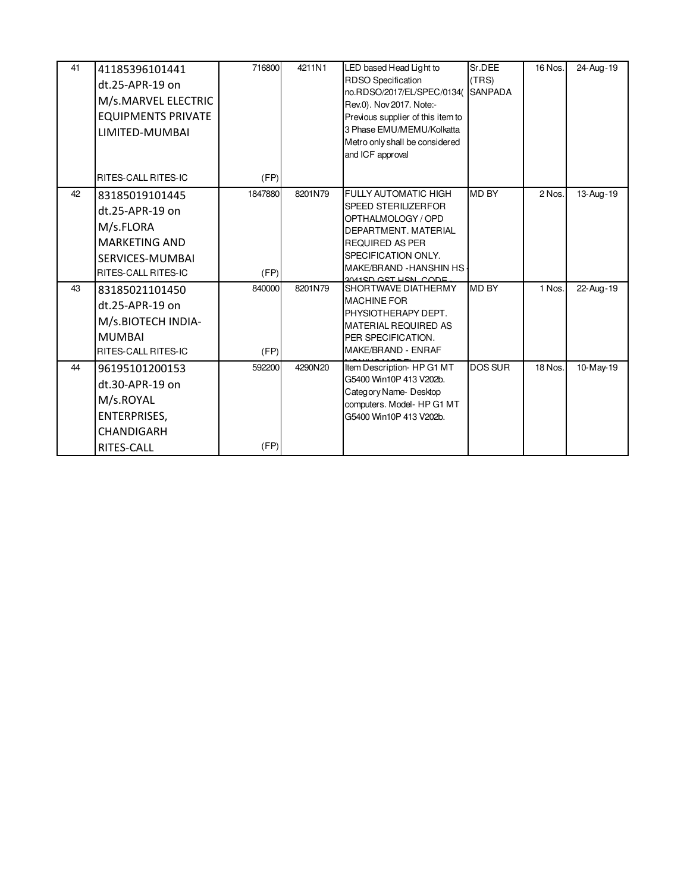| | | | | | | | |
|---|---|---|---|---|---|---|---|
| 41 | 41185396101441 dt.25-APR-19 on M/s.MARVEL ELECTRIC EQUIPMENTS PRIVATE LIMITED-MUMBAI RITES-CALL RITES-IC | 716800 (FP) | 4211N1 | LED based Head Light to RDSO Specification no.RDSO/2017/EL/SPEC/0134( Rev.0). Nov 2017. Note:- Previous supplier of this item to 3 Phase EMU/MEMU/Kolkatta Metro only shall be considered and ICF approval | Sr.DEE (TRS) SANPADA | 16 Nos. | 24-Aug-19 |
| 42 | 83185019101445 dt.25-APR-19 on M/s.FLORA MARKETING AND SERVICES-MUMBAI RITES-CALL RITES-IC | 1847880 (FP) | 8201N79 | FULLY AUTOMATIC HIGH SPEED STERILIZERFOR OPTHALMOLOGY / OPD DEPARTMENT. MATERIAL REQUIRED AS PER SPECIFICATION ONLY. MAKE/BRAND -HANSHIN HS - 3041SD GST HSN CODE - | MD BY | 2 Nos. | 13-Aug-19 |
| 43 | 83185021101450 dt.25-APR-19 on M/s.BIOTECH INDIA-MUMBAI RITES-CALL RITES-IC | 840000 (FP) | 8201N79 | SHORTWAVE DIATHERMY MACHINE FOR PHYSIOTHERAPY DEPT. MATERIAL REQUIRED AS PER SPECIFICATION. MAKE/BRAND - ENRAF | MD BY | 1 Nos. | 22-Aug-19 |
| 44 | 96195101200153 dt.30-APR-19 on M/s.ROYAL ENTERPRISES, CHANDIGARH RITES-CALL | 592200 (FP) | 4290N20 | Item Description- HP G1 MT G5400 Win10P 413 V202b. Category Name- Desktop computers. Model- HP G1 MT G5400 Win10P 413 V202b. | DOS SUR | 18 Nos. | 10-May-19 |